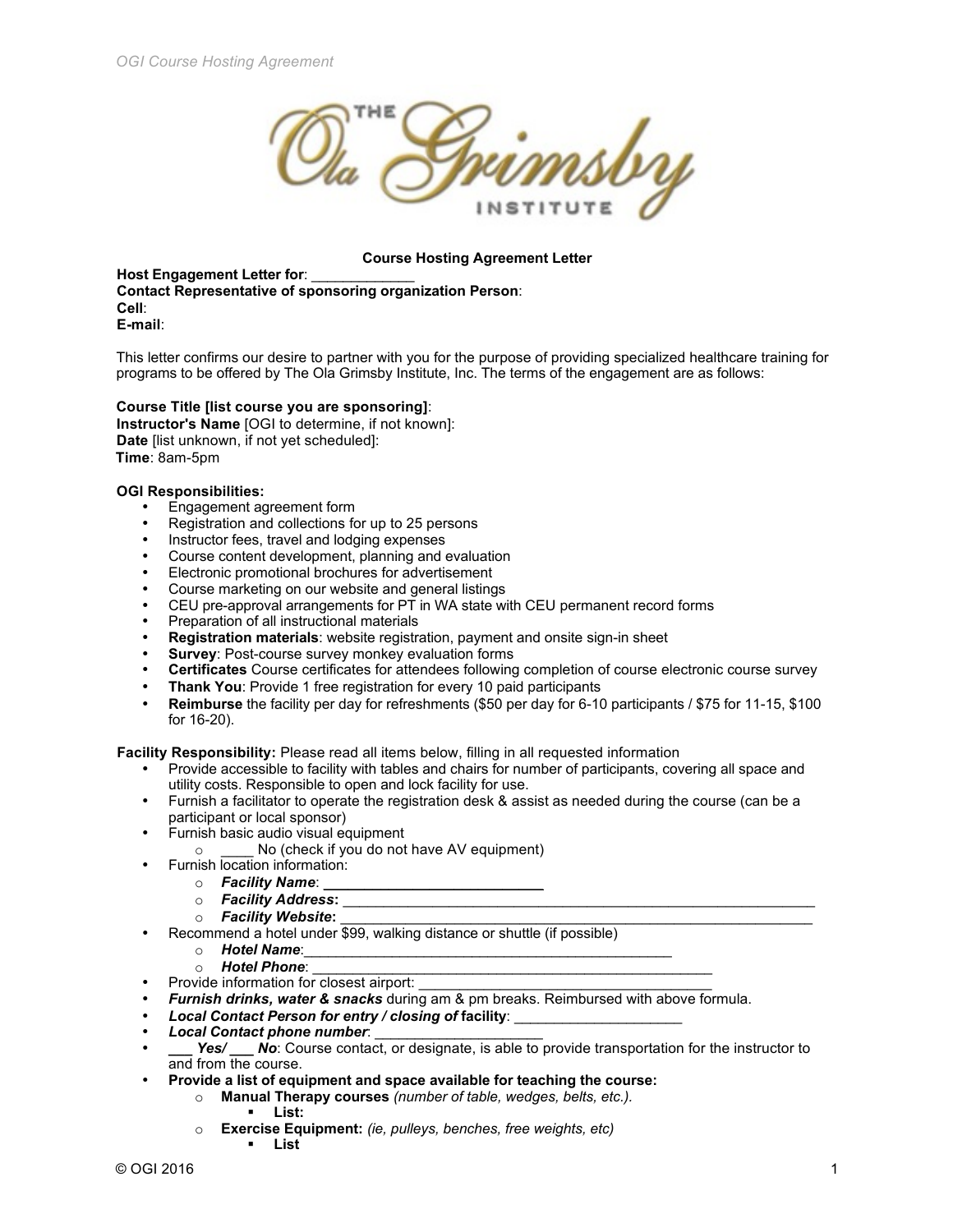**Course Hosting Agreement Letter**

**Host Engagement Letter for**: _____________
**Contact Representative of sponsoring organization Person**:
**Cell**:
**E-mail**:

This letter confirms our desire to partner with you for the purpose of providing specialized healthcare training for programs to be offered by The Ola Grimsby Institute, Inc. The terms of the engagement are as follows:

**Course Title [list course you are sponsoring]**:
**Instructor's Name** [OGI to determine, if not known]:
**Date** [list unknown, if not yet scheduled]:
**Time**: 8am-5pm

**OGI Responsibilities:**

- Engagement agreement form
- Registration and collections for up to 25 persons
- Instructor fees, travel and lodging expenses
- Course content development, planning and evaluation
- Electronic promotional brochures for advertisement
- Course marketing on our website and general listings
- CEU pre-approval arrangements for PT in WA state with CEU permanent record forms
- Preparation of all instructional materials
- **Registration materials**: website registration, payment and onsite sign-in sheet
- **Survey**: Post-course survey monkey evaluation forms
- **Certificates** Course certificates for attendees following completion of course electronic course survey
- **Thank You**: Provide 1 free registration for every 10 paid participants
- **Reimburse** the facility per day for refreshments ($50 per day for 6-10 participants / $75 for 11-15, $100 for 16-20).

**Facility Responsibility:** Please read all items below, filling in all requested information

- Provide accessible to facility with tables and chairs for number of participants, covering all space and utility costs. Responsible to open and lock facility for use.
- Furnish a facilitator to operate the registration desk & assist as needed during the course (can be a participant or local sponsor)
- Furnish basic audio visual equipment
  - ____ No (check if you do not have AV equipment)
- Furnish location information:
  - ***Facility Name***: ___________________________
  - ***Facility Address:*** ___________________________________________________________
  - ***Facility Website:*** ___________________________________________________________
- Recommend a hotel under $99, walking distance or shuttle (if possible)
  - ***Hotel Name***:_______________________________________________
  - ***Hotel Phone***: ______________________________________________
- Provide information for closest airport: ___________________________________
- ***Furnish drinks, water & snacks*** during am & pm breaks. Reimbursed with above formula.
- ***Local Contact Person for entry / closing of* facility**: ____________________
- ***Local Contact phone number***: ___________________
- ***___ Yes/ ___ No***: Course contact, or designate, is able to provide transportation for the instructor to and from the course.
- **Provide a list of equipment and space available for teaching the course:**
  - **Manual Therapy courses** *(number of table, wedges, belts, etc.).*
    - **List:**
  - **Exercise Equipment:** *(ie, pulleys, benches, free weights, etc)*
    - **List**

© OGI 2016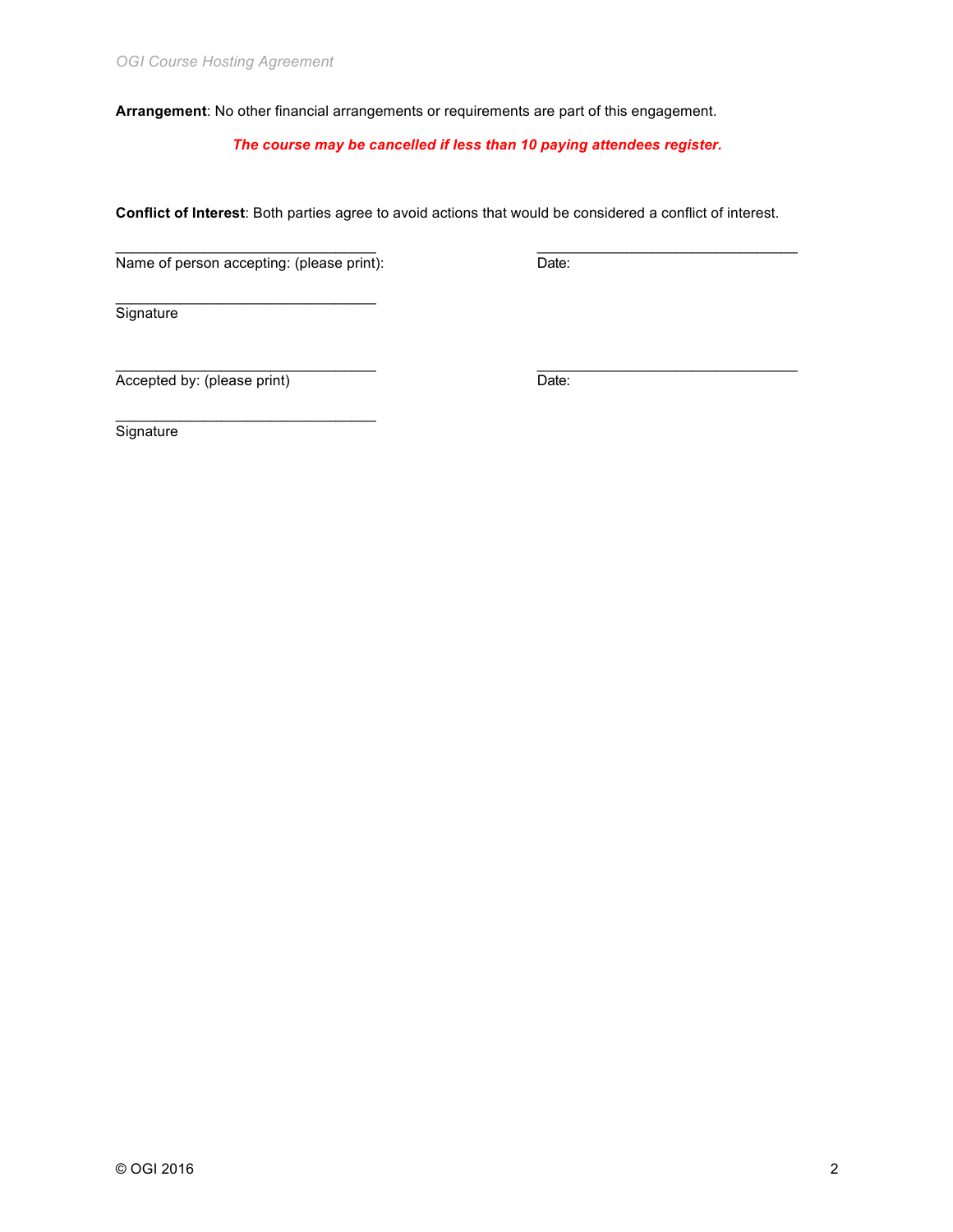**Arrangement**: No other financial arrangements or requirements are part of this engagement.

***The course may be cancelled if less than 10 paying attendees register.***

**Conflict of Interest**: Both parties agree to avoid actions that would be considered a conflict of interest.

| | |
|---|---|
| ________________________________ | ________________________________ |
| Name of person accepting: (please print): | Date: |
| ________________________________ | |
| Signature | |
| ________________________________ | ________________________________ |
| Accepted by: (please print) | Date: |
| ________________________________ | |
| Signature | |

© OGI 2016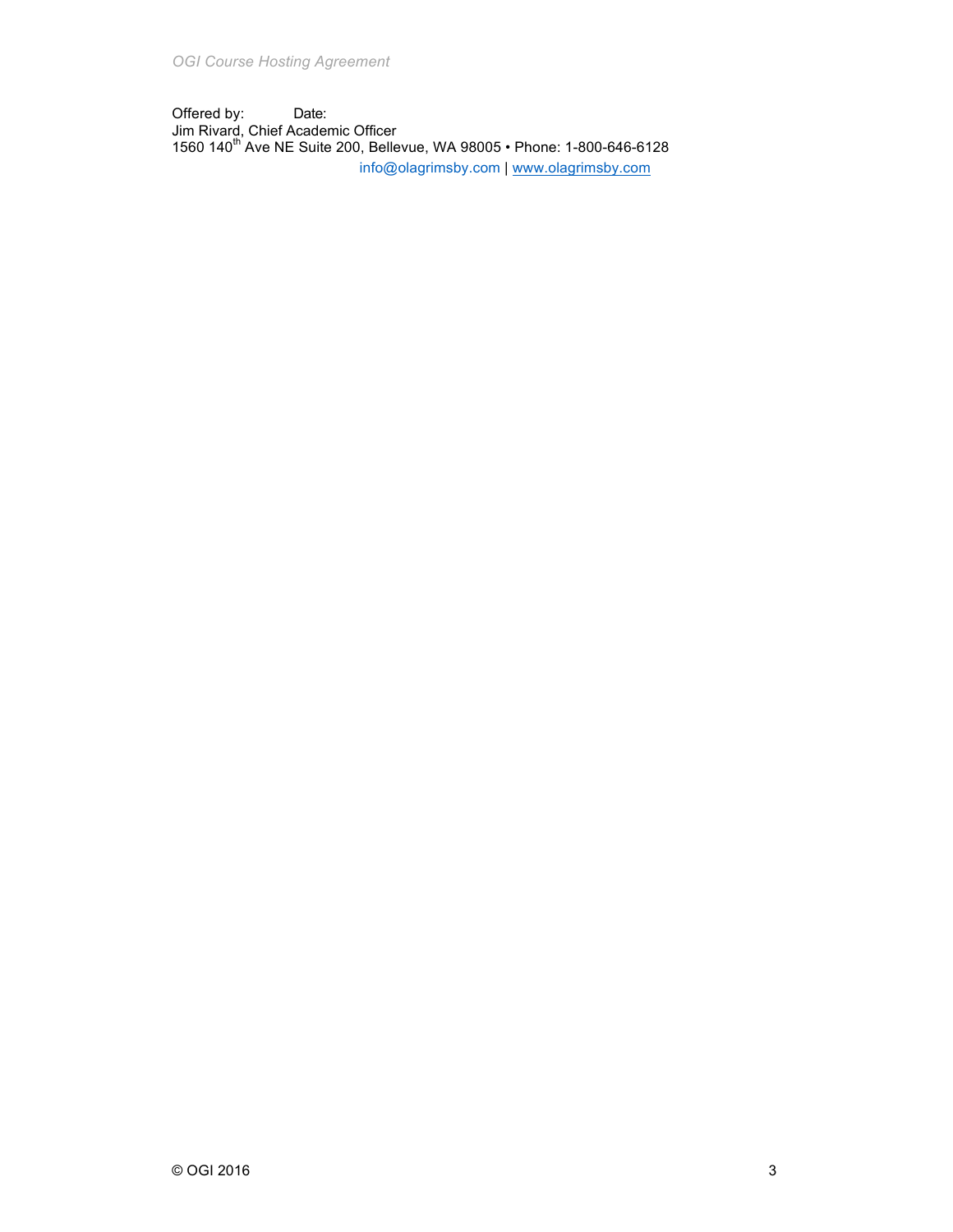Offered by: Date:

Jim Rivard, Chief Academic Officer

1560 140th Ave NE Suite 200, Bellevue, WA 98005 • Phone: 1-800-646-6128

info@olagrimsby.com | www.olagrimsby.com

© OGI 2016